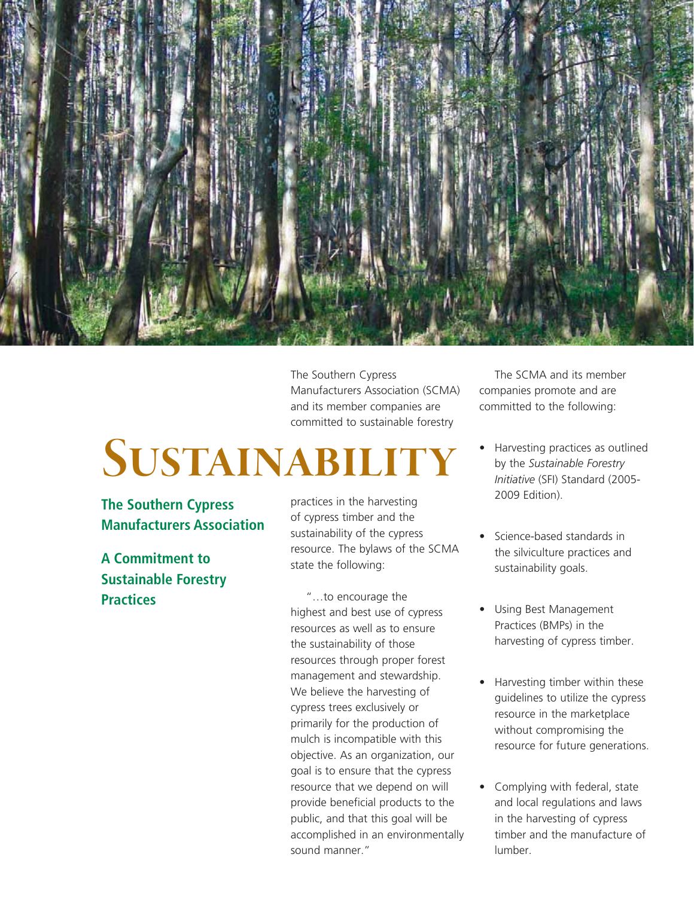# Sustainability

## The Southern Cypress Manufacturers Association

## A Commitment to Sustainable Forestry Practices

The Southern Cypress Manufacturers Association (SCMA) and its member companies are committed to sustainable forestry practices in the harvesting of cypress timber and the sustainability of the cypress resource. The bylaws of the SCMA state the following:

"…to encourage the highest and best use of cypress resources as well as to ensure the sustainability of those resources through proper forest management and stewardship. We believe the harvesting of cypress trees exclusively or primarily for the production of mulch is incompatible with this objective. As an organization, our goal is to ensure that the cypress resource that we depend on will provide beneficial products to the public, and that this goal will be accomplished in an environmentally sound manner."

The SCMA and its member companies promote and are committed to the following:

- Harvesting practices as outlined by the *Sustainable Forestry Initiative* (SFI) Standard (2005-2009 Edition).
- Science-based standards in the silviculture practices and sustainability goals.
- Using Best Management Practices (BMPs) in the harvesting of cypress timber.
- Harvesting timber within these guidelines to utilize the cypress resource in the marketplace without compromising the resource for future generations.
- Complying with federal, state and local regulations and laws in the harvesting of cypress timber and the manufacture of lumber.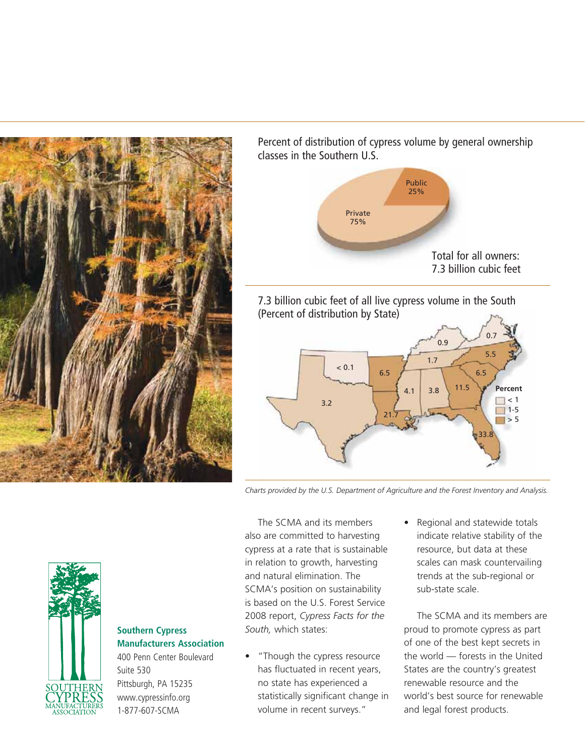Percent of distribution of cypress volume by general ownership classes in the Southern U.S.

Public
25%

Private
75%

Total for all owners:
7.3 billion cubic feet

7.3 billion cubic feet of all live cypress volume in the South (Percent of distribution by State)

< 0.1
3.2
6.5
21.7
4.1
3.8
1.7
0.9
0.7
5.5
6.5
11.5
33.8

Percent
< 1
1-5
> 5

*Charts provided by the U.S. Department of Agriculture and the Forest Inventory and Analysis.*

The SCMA and its members also are committed to harvesting cypress at a rate that is sustainable in relation to growth, harvesting and natural elimination. The SCMA's position on sustainability is based on the U.S. Forest Service 2008 report, *Cypress Facts for the South,* which states:

- "Though the cypress resource has fluctuated in recent years, no state has experienced a statistically significant change in volume in recent surveys."
- Regional and statewide totals indicate relative stability of the resource, but data at these scales can mask countervailing trends at the sub-regional or sub-state scale.

The SCMA and its members are proud to promote cypress as part of one of the best kept secrets in the world — forests in the United States are the country's greatest renewable resource and the world's best source for renewable and legal forest products.

SOUTHERN CYPRESS MANUFACTURERS ASSOCIATION

**Southern Cypress Manufacturers Association**
400 Penn Center Boulevard
Suite 530
Pittsburgh, PA 15235
www.cypressinfo.org
1-877-607-SCMA